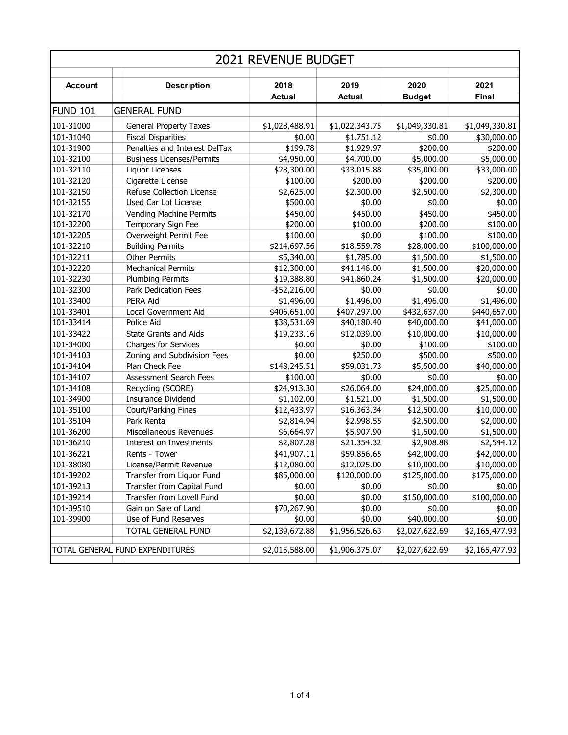# 2021 REVENUE BUDGET

| Account | Description | 2018 Actual | 2019 Actual | 2020 Budget | 2021 Final |
|---|---|---|---|---|---|
| FUND 101 | GENERAL FUND | | | | |
| 101-31000 | General Property Taxes | $1,028,488.91 | $1,022,343.75 | $1,049,330.81 | $1,049,330.81 |
| 101-31040 | Fiscal Disparities | $0.00 | $1,751.12 | $0.00 | $30,000.00 |
| 101-31900 | Penalties and Interest DelTax | $199.78 | $1,929.97 | $200.00 | $200.00 |
| 101-32100 | Business Licenses/Permits | $4,950.00 | $4,700.00 | $5,000.00 | $5,000.00 |
| 101-32110 | Liquor Licenses | $28,300.00 | $33,015.88 | $35,000.00 | $33,000.00 |
| 101-32120 | Cigarette License | $100.00 | $200.00 | $200.00 | $200.00 |
| 101-32150 | Refuse Collection License | $2,625.00 | $2,300.00 | $2,500.00 | $2,300.00 |
| 101-32155 | Used Car Lot License | $500.00 | $0.00 | $0.00 | $0.00 |
| 101-32170 | Vending Machine Permits | $450.00 | $450.00 | $450.00 | $450.00 |
| 101-32200 | Temporary Sign Fee | $200.00 | $100.00 | $200.00 | $100.00 |
| 101-32205 | Overweight Permit Fee | $100.00 | $0.00 | $100.00 | $100.00 |
| 101-32210 | Building Permits | $214,697.56 | $18,559.78 | $28,000.00 | $100,000.00 |
| 101-32211 | Other Permits | $5,340.00 | $1,785.00 | $1,500.00 | $1,500.00 |
| 101-32220 | Mechanical Permits | $12,300.00 | $41,146.00 | $1,500.00 | $20,000.00 |
| 101-32230 | Plumbing Permits | $19,388.80 | $41,860.24 | $1,500.00 | $20,000.00 |
| 101-32300 | Park Dedication Fees | -$52,216.00 | $0.00 | $0.00 | $0.00 |
| 101-33400 | PERA Aid | $1,496.00 | $1,496.00 | $1,496.00 | $1,496.00 |
| 101-33401 | Local Government Aid | $406,651.00 | $407,297.00 | $432,637.00 | $440,657.00 |
| 101-33414 | Police Aid | $38,531.69 | $40,180.40 | $40,000.00 | $41,000.00 |
| 101-33422 | State Grants and Aids | $19,233.16 | $12,039.00 | $10,000.00 | $10,000.00 |
| 101-34000 | Charges for Services | $0.00 | $0.00 | $100.00 | $100.00 |
| 101-34103 | Zoning and Subdivision Fees | $0.00 | $250.00 | $500.00 | $500.00 |
| 101-34104 | Plan Check Fee | $148,245.51 | $59,031.73 | $5,500.00 | $40,000.00 |
| 101-34107 | Assessment Search Fees | $100.00 | $0.00 | $0.00 | $0.00 |
| 101-34108 | Recycling (SCORE) | $24,913.30 | $26,064.00 | $24,000.00 | $25,000.00 |
| 101-34900 | Insurance Dividend | $1,102.00 | $1,521.00 | $1,500.00 | $1,500.00 |
| 101-35100 | Court/Parking Fines | $12,433.97 | $16,363.34 | $12,500.00 | $10,000.00 |
| 101-35104 | Park Rental | $2,814.94 | $2,998.55 | $2,500.00 | $2,000.00 |
| 101-36200 | Miscellaneous Revenues | $6,664.97 | $5,907.90 | $1,500.00 | $1,500.00 |
| 101-36210 | Interest on Investments | $2,807.28 | $21,354.32 | $2,908.88 | $2,544.12 |
| 101-36221 | Rents - Tower | $41,907.11 | $59,856.65 | $42,000.00 | $42,000.00 |
| 101-38080 | License/Permit Revenue | $12,080.00 | $12,025.00 | $10,000.00 | $10,000.00 |
| 101-39202 | Transfer from Liquor Fund | $85,000.00 | $120,000.00 | $125,000.00 | $175,000.00 |
| 101-39213 | Transfer from Capital Fund | $0.00 | $0.00 | $0.00 | $0.00 |
| 101-39214 | Transfer from Lovell Fund | $0.00 | $0.00 | $150,000.00 | $100,000.00 |
| 101-39510 | Gain on Sale of Land | $70,267.90 | $0.00 | $0.00 | $0.00 |
| 101-39900 | Use of Fund Reserves | $0.00 | $0.00 | $40,000.00 | $0.00 |
| | TOTAL GENERAL FUND | $2,139,672.88 | $1,956,526.63 | $2,027,622.69 | $2,165,477.93 |
| TOTAL GENERAL FUND EXPENDITURES | | $2,015,588.00 | $1,906,375.07 | $2,027,622.69 | $2,165,477.93 |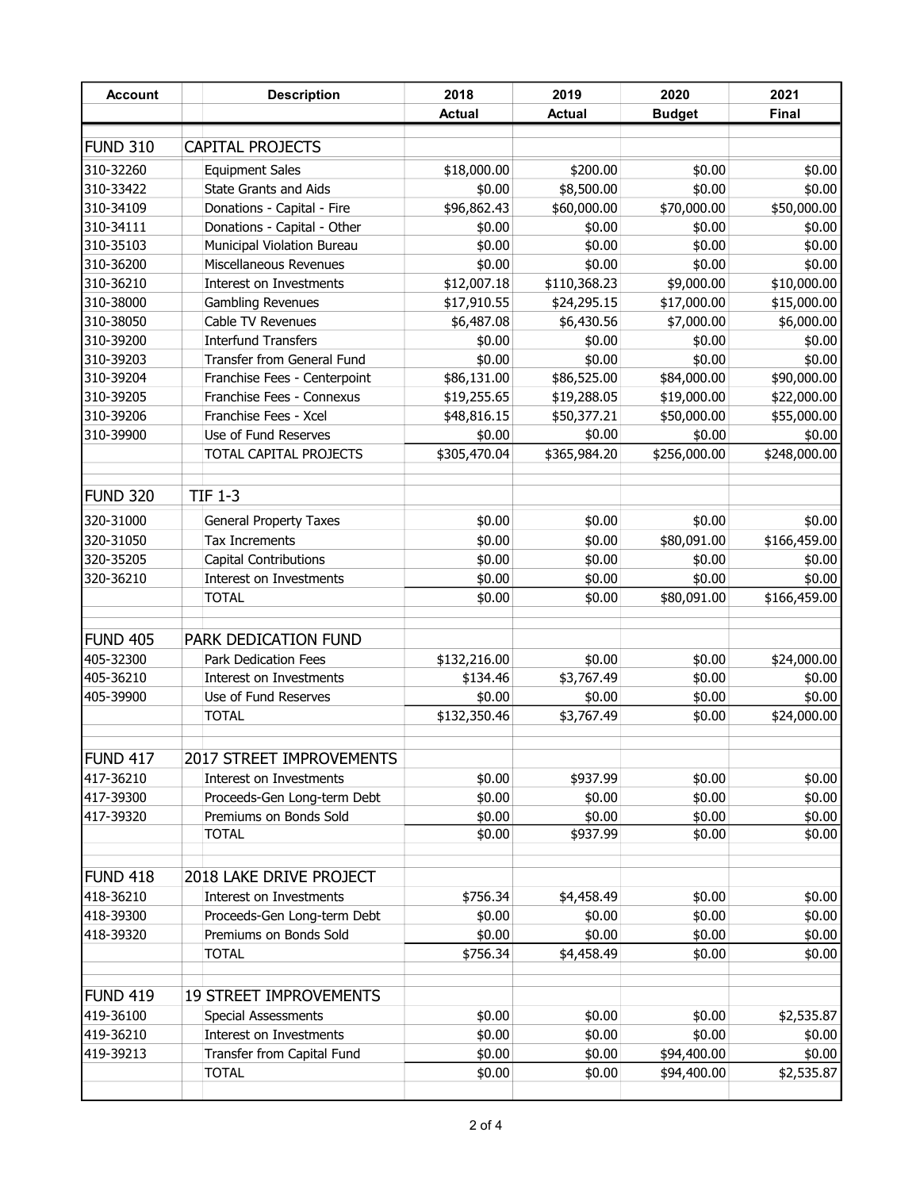| Account | Description | 2018 Actual | 2019 Actual | 2020 Budget | 2021 Final |
|---|---|---|---|---|---|
| FUND 310 | CAPITAL PROJECTS | | | | |
| 310-32260 | Equipment Sales | $18,000.00 | $200.00 | $0.00 | $0.00 |
| 310-33422 | State Grants and Aids | $0.00 | $8,500.00 | $0.00 | $0.00 |
| 310-34109 | Donations - Capital - Fire | $96,862.43 | $60,000.00 | $70,000.00 | $50,000.00 |
| 310-34111 | Donations - Capital - Other | $0.00 | $0.00 | $0.00 | $0.00 |
| 310-35103 | Municipal Violation Bureau | $0.00 | $0.00 | $0.00 | $0.00 |
| 310-36200 | Miscellaneous Revenues | $0.00 | $0.00 | $0.00 | $0.00 |
| 310-36210 | Interest on Investments | $12,007.18 | $110,368.23 | $9,000.00 | $10,000.00 |
| 310-38000 | Gambling Revenues | $17,910.55 | $24,295.15 | $17,000.00 | $15,000.00 |
| 310-38050 | Cable TV Revenues | $6,487.08 | $6,430.56 | $7,000.00 | $6,000.00 |
| 310-39200 | Interfund Transfers | $0.00 | $0.00 | $0.00 | $0.00 |
| 310-39203 | Transfer from General Fund | $0.00 | $0.00 | $0.00 | $0.00 |
| 310-39204 | Franchise Fees - Centerpoint | $86,131.00 | $86,525.00 | $84,000.00 | $90,000.00 |
| 310-39205 | Franchise Fees - Connexus | $19,255.65 | $19,288.05 | $19,000.00 | $22,000.00 |
| 310-39206 | Franchise Fees - Xcel | $48,816.15 | $50,377.21 | $50,000.00 | $55,000.00 |
| 310-39900 | Use of Fund Reserves | $0.00 | $0.00 | $0.00 | $0.00 |
| | TOTAL CAPITAL PROJECTS | $305,470.04 | $365,984.20 | $256,000.00 | $248,000.00 |
| | | | | | |
| FUND 320 | TIF 1-3 | | | | |
| 320-31000 | General Property Taxes | $0.00 | $0.00 | $0.00 | $0.00 |
| 320-31050 | Tax Increments | $0.00 | $0.00 | $80,091.00 | $166,459.00 |
| 320-35205 | Capital Contributions | $0.00 | $0.00 | $0.00 | $0.00 |
| 320-36210 | Interest on Investments | $0.00 | $0.00 | $0.00 | $0.00 |
| | TOTAL | $0.00 | $0.00 | $80,091.00 | $166,459.00 |
| | | | | | |
| FUND 405 | PARK DEDICATION FUND | | | | |
| 405-32300 | Park Dedication Fees | $132,216.00 | $0.00 | $0.00 | $24,000.00 |
| 405-36210 | Interest on Investments | $134.46 | $3,767.49 | $0.00 | $0.00 |
| 405-39900 | Use of Fund Reserves | $0.00 | $0.00 | $0.00 | $0.00 |
| | TOTAL | $132,350.46 | $3,767.49 | $0.00 | $24,000.00 |
| | | | | | |
| FUND 417 | 2017 STREET IMPROVEMENTS | | | | |
| 417-36210 | Interest on Investments | $0.00 | $937.99 | $0.00 | $0.00 |
| 417-39300 | Proceeds-Gen Long-term Debt | $0.00 | $0.00 | $0.00 | $0.00 |
| 417-39320 | Premiums on Bonds Sold | $0.00 | $0.00 | $0.00 | $0.00 |
| | TOTAL | $0.00 | $937.99 | $0.00 | $0.00 |
| | | | | | |
| FUND 418 | 2018 LAKE DRIVE PROJECT | | | | |
| 418-36210 | Interest on Investments | $756.34 | $4,458.49 | $0.00 | $0.00 |
| 418-39300 | Proceeds-Gen Long-term Debt | $0.00 | $0.00 | $0.00 | $0.00 |
| 418-39320 | Premiums on Bonds Sold | $0.00 | $0.00 | $0.00 | $0.00 |
| | TOTAL | $756.34 | $4,458.49 | $0.00 | $0.00 |
| | | | | | |
| FUND 419 | 19 STREET IMPROVEMENTS | | | | |
| 419-36100 | Special Assessments | $0.00 | $0.00 | $0.00 | $2,535.87 |
| 419-36210 | Interest on Investments | $0.00 | $0.00 | $0.00 | $0.00 |
| 419-39213 | Transfer from Capital Fund | $0.00 | $0.00 | $94,400.00 | $0.00 |
| | TOTAL | $0.00 | $0.00 | $94,400.00 | $2,535.87 |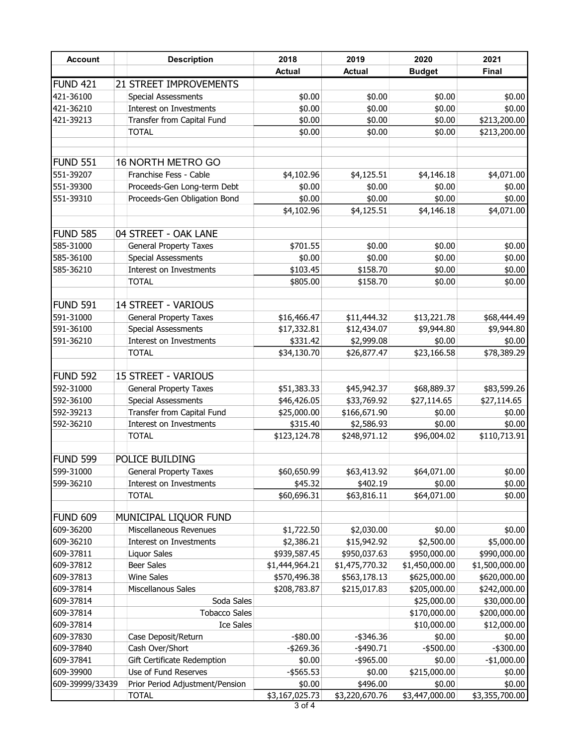| Account | Description | 2018 Actual | 2019 Actual | 2020 Budget | 2021 Final |
|---|---|---|---|---|---|
| FUND 421 | 21 STREET IMPROVEMENTS | | | | |
| 421-36100 | Special Assessments | $0.00 | $0.00 | $0.00 | $0.00 |
| 421-36210 | Interest on Investments | $0.00 | $0.00 | $0.00 | $0.00 |
| 421-39213 | Transfer from Capital Fund | $0.00 | $0.00 | $0.00 | $213,200.00 |
| | TOTAL | $0.00 | $0.00 | $0.00 | $213,200.00 |
| | | | | | |
| FUND 551 | 16 NORTH METRO GO | | | | |
| 551-39207 | Franchise Fess - Cable | $4,102.96 | $4,125.51 | $4,146.18 | $4,071.00 |
| 551-39300 | Proceeds-Gen Long-term Debt | $0.00 | $0.00 | $0.00 | $0.00 |
| 551-39310 | Proceeds-Gen Obligation Bond | $0.00 | $0.00 | $0.00 | $0.00 |
| | | $4,102.96 | $4,125.51 | $4,146.18 | $4,071.00 |
| | | | | | |
| FUND 585 | 04 STREET - OAK LANE | | | | |
| 585-31000 | General Property Taxes | $701.55 | $0.00 | $0.00 | $0.00 |
| 585-36100 | Special Assessments | $0.00 | $0.00 | $0.00 | $0.00 |
| 585-36210 | Interest on Investments | $103.45 | $158.70 | $0.00 | $0.00 |
| | TOTAL | $805.00 | $158.70 | $0.00 | $0.00 |
| | | | | | |
| FUND 591 | 14 STREET - VARIOUS | | | | |
| 591-31000 | General Property Taxes | $16,466.47 | $11,444.32 | $13,221.78 | $68,444.49 |
| 591-36100 | Special Assessments | $17,332.81 | $12,434.07 | $9,944.80 | $9,944.80 |
| 591-36210 | Interest on Investments | $331.42 | $2,999.08 | $0.00 | $0.00 |
| | TOTAL | $34,130.70 | $26,877.47 | $23,166.58 | $78,389.29 |
| | | | | | |
| FUND 592 | 15 STREET - VARIOUS | | | | |
| 592-31000 | General Property Taxes | $51,383.33 | $45,942.37 | $68,889.37 | $83,599.26 |
| 592-36100 | Special Assessments | $46,426.05 | $33,769.92 | $27,114.65 | $27,114.65 |
| 592-39213 | Transfer from Capital Fund | $25,000.00 | $166,671.90 | $0.00 | $0.00 |
| 592-36210 | Interest on Investments | $315.40 | $2,586.93 | $0.00 | $0.00 |
| | TOTAL | $123,124.78 | $248,971.12 | $96,004.02 | $110,713.91 |
| | | | | | |
| FUND 599 | POLICE BUILDING | | | | |
| 599-31000 | General Property Taxes | $60,650.99 | $63,413.92 | $64,071.00 | $0.00 |
| 599-36210 | Interest on Investments | $45.32 | $402.19 | $0.00 | $0.00 |
| | TOTAL | $60,696.31 | $63,816.11 | $64,071.00 | $0.00 |
| | | | | | |
| FUND 609 | MUNICIPAL LIQUOR FUND | | | | |
| 609-36200 | Miscellaneous Revenues | $1,722.50 | $2,030.00 | $0.00 | $0.00 |
| 609-36210 | Interest on Investments | $2,386.21 | $15,942.92 | $2,500.00 | $5,000.00 |
| 609-37811 | Liquor Sales | $939,587.45 | $950,037.63 | $950,000.00 | $990,000.00 |
| 609-37812 | Beer Sales | $1,444,964.21 | $1,475,770.32 | $1,450,000.00 | $1,500,000.00 |
| 609-37813 | Wine Sales | $570,496.38 | $563,178.13 | $625,000.00 | $620,000.00 |
| 609-37814 | Miscellanous Sales | $208,783.87 | $215,017.83 | $205,000.00 | $242,000.00 |
| 609-37814 | Soda Sales | | | $25,000.00 | $30,000.00 |
| 609-37814 | Tobacco Sales | | | $170,000.00 | $200,000.00 |
| 609-37814 | Ice Sales | | | $10,000.00 | $12,000.00 |
| 609-37830 | Case Deposit/Return | -$80.00 | -$346.36 | $0.00 | $0.00 |
| 609-37840 | Cash Over/Short | -$269.36 | -$490.71 | -$500.00 | -$300.00 |
| 609-37841 | Gift Certificate Redemption | $0.00 | -$965.00 | $0.00 | -$1,000.00 |
| 609-39900 | Use of Fund Reserves | -$565.53 | $0.00 | $215,000.00 | $0.00 |
| 609-39999/33439 | Prior Period Adjustment/Pension | $0.00 | $496.00 | $0.00 | $0.00 |
| | TOTAL | $3,167,025.73 | $3,220,670.76 | $3,447,000.00 | $3,355,700.00 |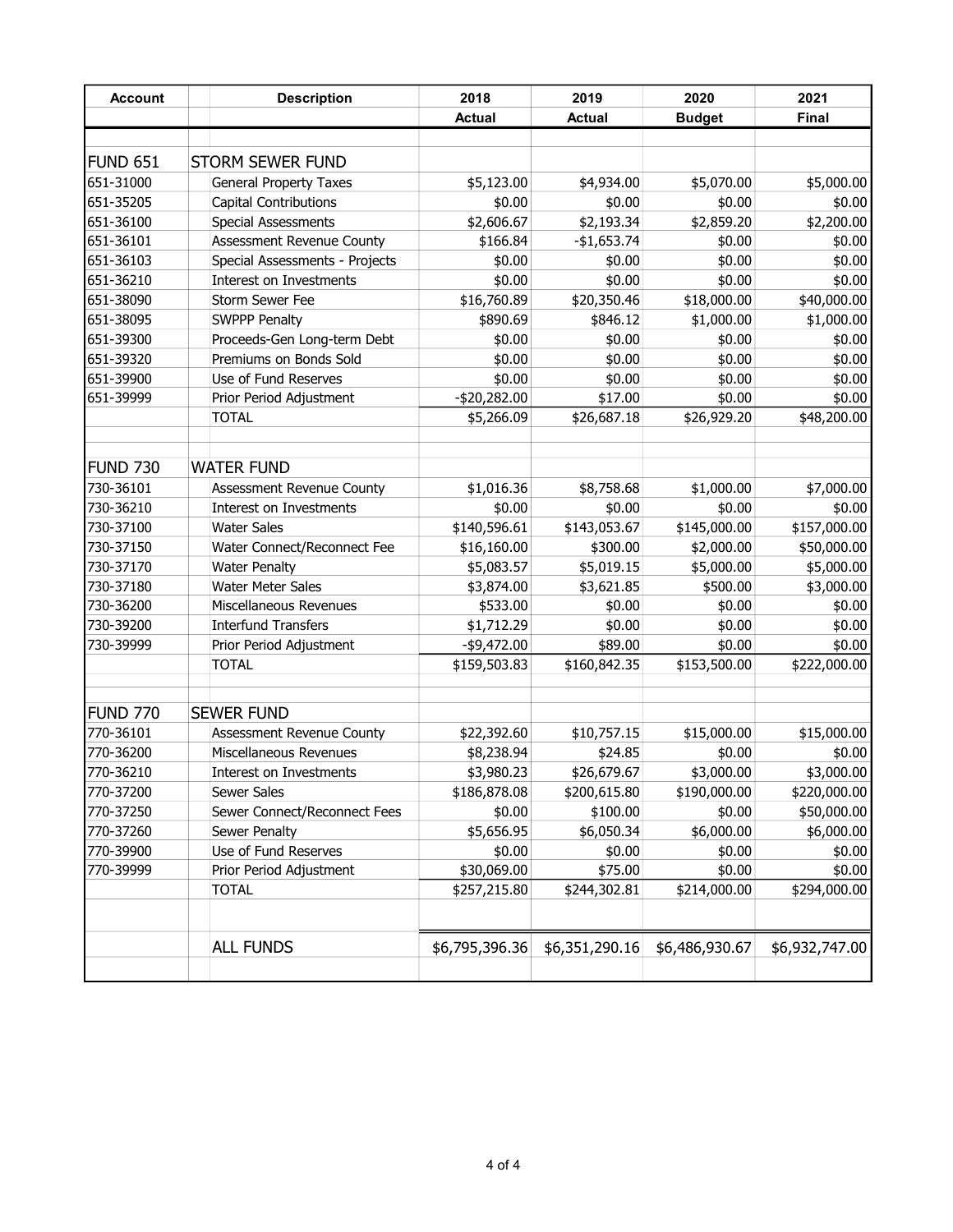| Account | Description | 2018 Actual | 2019 Actual | 2020 Budget | 2021 Final |
|---|---|---|---|---|---|
| FUND 651 | STORM SEWER FUND | | | | |
| 651-31000 | General Property Taxes | $5,123.00 | $4,934.00 | $5,070.00 | $5,000.00 |
| 651-35205 | Capital Contributions | $0.00 | $0.00 | $0.00 | $0.00 |
| 651-36100 | Special Assessments | $2,606.67 | $2,193.34 | $2,859.20 | $2,200.00 |
| 651-36101 | Assessment Revenue County | $166.84 | -$1,653.74 | $0.00 | $0.00 |
| 651-36103 | Special Assessments - Projects | $0.00 | $0.00 | $0.00 | $0.00 |
| 651-36210 | Interest on Investments | $0.00 | $0.00 | $0.00 | $0.00 |
| 651-38090 | Storm Sewer Fee | $16,760.89 | $20,350.46 | $18,000.00 | $40,000.00 |
| 651-38095 | SWPPP Penalty | $890.69 | $846.12 | $1,000.00 | $1,000.00 |
| 651-39300 | Proceeds-Gen Long-term Debt | $0.00 | $0.00 | $0.00 | $0.00 |
| 651-39320 | Premiums on Bonds Sold | $0.00 | $0.00 | $0.00 | $0.00 |
| 651-39900 | Use of Fund Reserves | $0.00 | $0.00 | $0.00 | $0.00 |
| 651-39999 | Prior Period Adjustment | -$20,282.00 | $17.00 | $0.00 | $0.00 |
| | TOTAL | $5,266.09 | $26,687.18 | $26,929.20 | $48,200.00 |
| FUND 730 | WATER FUND | | | | |
| 730-36101 | Assessment Revenue County | $1,016.36 | $8,758.68 | $1,000.00 | $7,000.00 |
| 730-36210 | Interest on Investments | $0.00 | $0.00 | $0.00 | $0.00 |
| 730-37100 | Water Sales | $140,596.61 | $143,053.67 | $145,000.00 | $157,000.00 |
| 730-37150 | Water Connect/Reconnect Fee | $16,160.00 | $300.00 | $2,000.00 | $50,000.00 |
| 730-37170 | Water Penalty | $5,083.57 | $5,019.15 | $5,000.00 | $5,000.00 |
| 730-37180 | Water Meter Sales | $3,874.00 | $3,621.85 | $500.00 | $3,000.00 |
| 730-36200 | Miscellaneous Revenues | $533.00 | $0.00 | $0.00 | $0.00 |
| 730-39200 | Interfund Transfers | $1,712.29 | $0.00 | $0.00 | $0.00 |
| 730-39999 | Prior Period Adjustment | -$9,472.00 | $89.00 | $0.00 | $0.00 |
| | TOTAL | $159,503.83 | $160,842.35 | $153,500.00 | $222,000.00 |
| FUND 770 | SEWER FUND | | | | |
| 770-36101 | Assessment Revenue County | $22,392.60 | $10,757.15 | $15,000.00 | $15,000.00 |
| 770-36200 | Miscellaneous Revenues | $8,238.94 | $24.85 | $0.00 | $0.00 |
| 770-36210 | Interest on Investments | $3,980.23 | $26,679.67 | $3,000.00 | $3,000.00 |
| 770-37200 | Sewer Sales | $186,878.08 | $200,615.80 | $190,000.00 | $220,000.00 |
| 770-37250 | Sewer Connect/Reconnect Fees | $0.00 | $100.00 | $0.00 | $50,000.00 |
| 770-37260 | Sewer Penalty | $5,656.95 | $6,050.34 | $6,000.00 | $6,000.00 |
| 770-39900 | Use of Fund Reserves | $0.00 | $0.00 | $0.00 | $0.00 |
| 770-39999 | Prior Period Adjustment | $30,069.00 | $75.00 | $0.00 | $0.00 |
| | TOTAL | $257,215.80 | $244,302.81 | $214,000.00 | $294,000.00 |
| | ALL FUNDS | $6,795,396.36 | $6,351,290.16 | $6,486,930.67 | $6,932,747.00 |